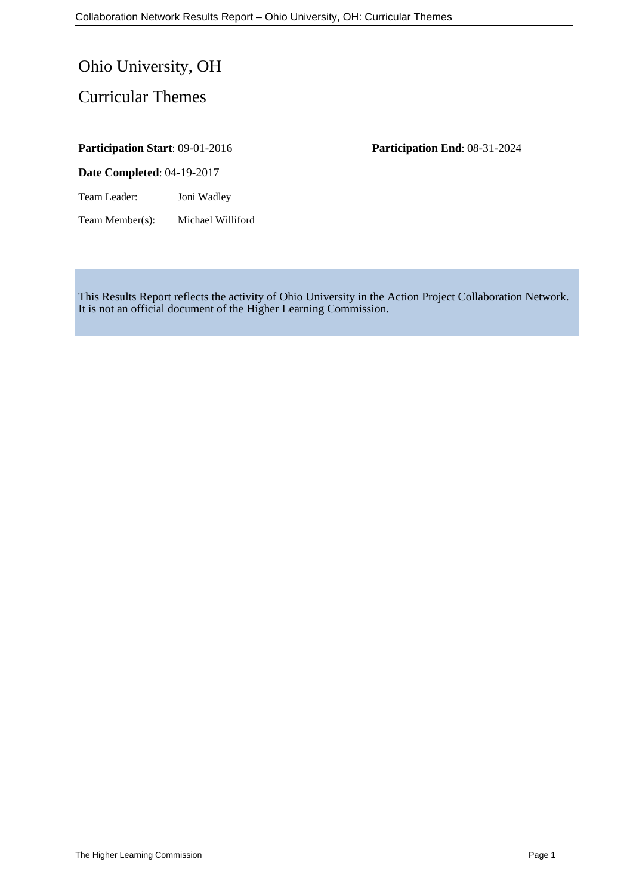# Ohio University, OH

## Curricular Themes

**Participation Start**: 09-01-2016

**Participation End**: 08-31-2024

**Date Completed**: 04-19-2017

Team Leader: Joni Wadley

Team Member(s): Michael Williford

This Results Report reflects the activity of Ohio University in the Action Project Collaboration Network. It is not an official document of the Higher Learning Commission.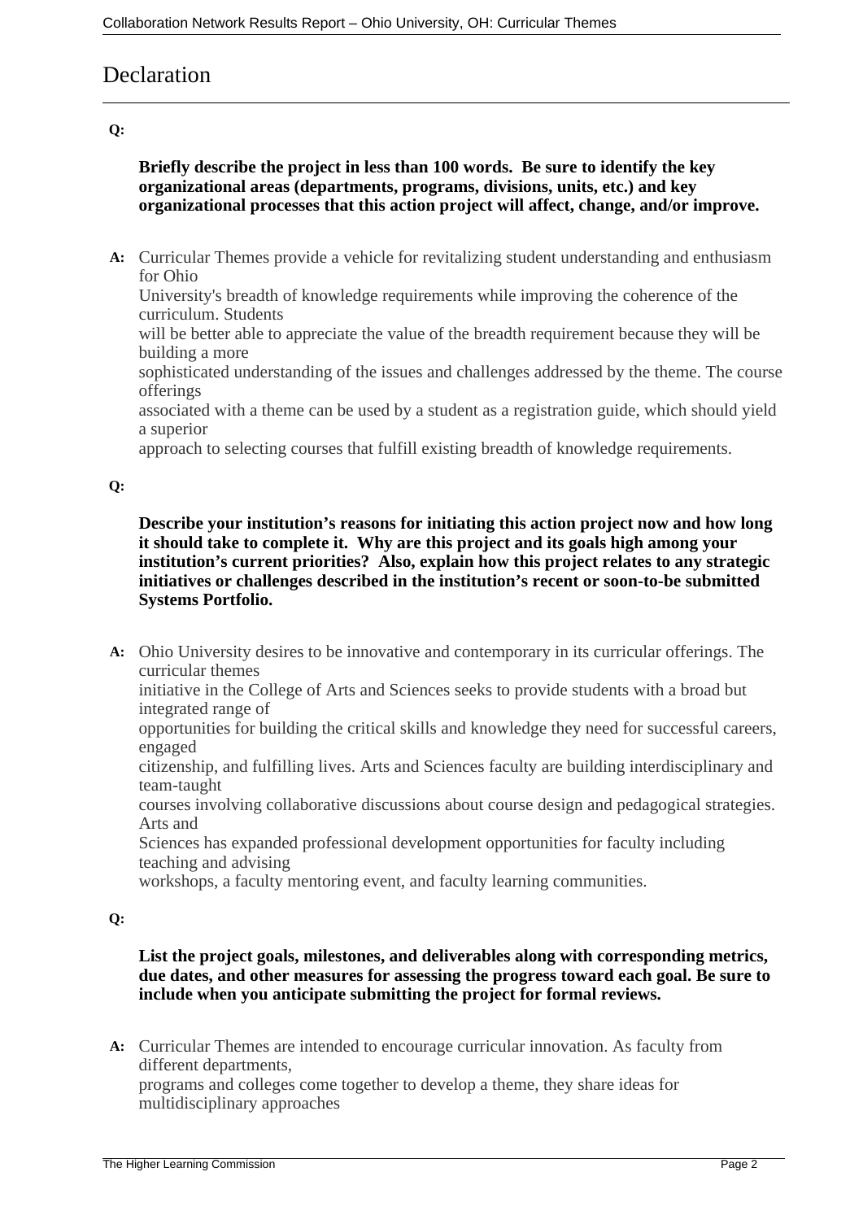# Declaration

**Q:**

**Briefly describe the project in less than 100 words. Be sure to identify the key organizational areas (departments, programs, divisions, units, etc.) and key organizational processes that this action project will affect, change, and/or improve.**

**A:** Curricular Themes provide a vehicle for revitalizing student understanding and enthusiasm for Ohio University's breadth of knowledge requirements while improving the coherence of the curriculum. Students will be better able to appreciate the value of the breadth requirement because they will be building a more sophisticated understanding of the issues and challenges addressed by the theme. The course offerings associated with a theme can be used by a student as a registration guide, which should yield a superior approach to selecting courses that fulfill existing breadth of knowledge requirements.

**Q:**

**Describe your institution's reasons for initiating this action project now and how long it should take to complete it. Why are this project and its goals high among your institution's current priorities? Also, explain how this project relates to any strategic initiatives or challenges described in the institution's recent or soon-to-be submitted Systems Portfolio.**

**A:** Ohio University desires to be innovative and contemporary in its curricular offerings. The curricular themes initiative in the College of Arts and Sciences seeks to provide students with a broad but integrated range of opportunities for building the critical skills and knowledge they need for successful careers, engaged citizenship, and fulfilling lives. Arts and Sciences faculty are building interdisciplinary and team-taught courses involving collaborative discussions about course design and pedagogical strategies. Arts and Sciences has expanded professional development opportunities for faculty including teaching and advising workshops, a faculty mentoring event, and faculty learning communities.

**Q:**

**List the project goals, milestones, and deliverables along with corresponding metrics, due dates, and other measures for assessing the progress toward each goal. Be sure to include when you anticipate submitting the project for formal reviews.**

**A:** Curricular Themes are intended to encourage curricular innovation. As faculty from different departments, programs and colleges come together to develop a theme, they share ideas for multidisciplinary approaches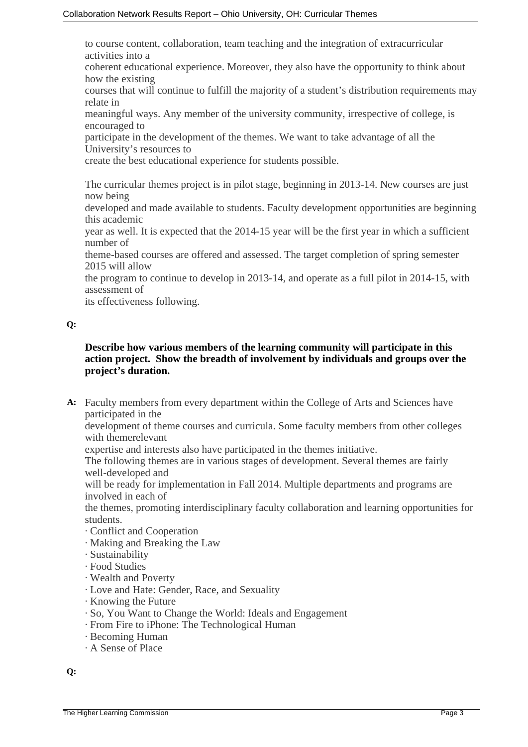to course content, collaboration, team teaching and the integration of extracurricular activities into a coherent educational experience. Moreover, they also have the opportunity to think about how the existing courses that will continue to fulfill the majority of a student's distribution requirements may relate in meaningful ways. Any member of the university community, irrespective of college, is encouraged to participate in the development of the themes. We want to take advantage of all the University's resources to create the best educational experience for students possible.

The curricular themes project is in pilot stage, beginning in 2013-14. New courses are just now being developed and made available to students. Faculty development opportunities are beginning this academic year as well. It is expected that the 2014-15 year will be the first year in which a sufficient number of theme-based courses are offered and assessed. The target completion of spring semester 2015 will allow the program to continue to develop in 2013-14, and operate as a full pilot in 2014-15, with assessment of its effectiveness following.

**Q:**

**Describe how various members of the learning community will participate in this action project. Show the breadth of involvement by individuals and groups over the project's duration.**

**A:** Faculty members from every department within the College of Arts and Sciences have participated in the development of theme courses and curricula. Some faculty members from other colleges with themerelevant expertise and interests also have participated in the themes initiative.

The following themes are in various stages of development. Several themes are fairly well-developed and will be ready for implementation in Fall 2014. Multiple departments and programs are involved in each of the themes, promoting interdisciplinary faculty collaboration and learning opportunities for students.

- Conflict and Cooperation
- Making and Breaking the Law
- Sustainability
- Food Studies
- Wealth and Poverty
- Love and Hate: Gender, Race, and Sexuality
- Knowing the Future
- So, You Want to Change the World: Ideals and Engagement
- From Fire to iPhone: The Technological Human
- Becoming Human
- A Sense of Place

**Q:**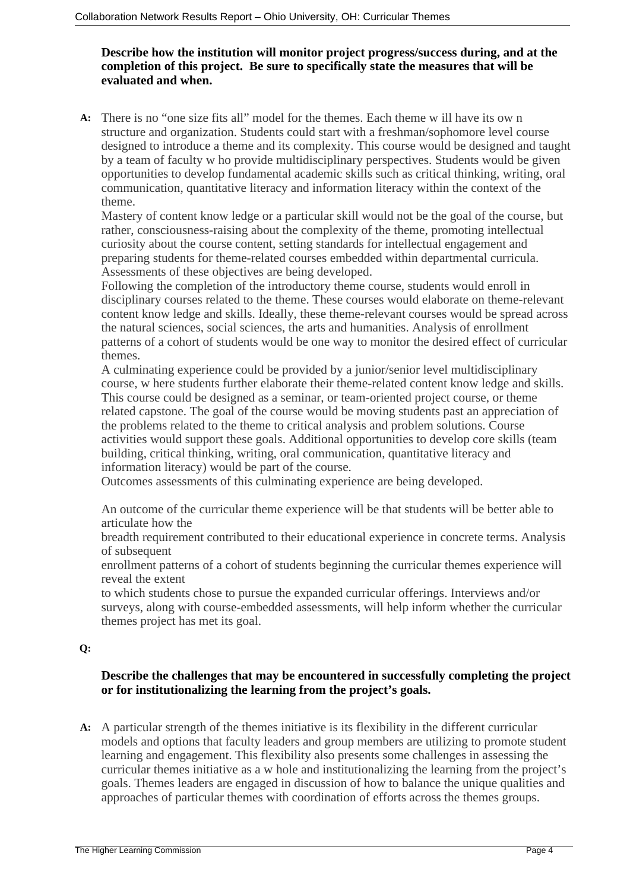**Describe how the institution will monitor project progress/success during, and at the completion of this project. Be sure to specifically state the measures that will be evaluated and when.**

**A:** There is no "one size fits all" model for the themes. Each theme will have its own structure and organization. Students could start with a freshman/sophomore level course designed to introduce a theme and its complexity. This course would be designed and taught by a team of faculty who provide multidisciplinary perspectives. Students would be given opportunities to develop fundamental academic skills such as critical thinking, writing, oral communication, quantitative literacy and information literacy within the context of the theme.

Mastery of content knowledge or a particular skill would not be the goal of the course, but rather, consciousness-raising about the complexity of the theme, promoting intellectual curiosity about the course content, setting standards for intellectual engagement and preparing students for theme-related courses embedded within departmental curricula. Assessments of these objectives are being developed.

Following the completion of the introductory theme course, students would enroll in disciplinary courses related to the theme. These courses would elaborate on theme-relevant content knowledge and skills. Ideally, these theme-relevant courses would be spread across the natural sciences, social sciences, the arts and humanities. Analysis of enrollment patterns of a cohort of students would be one way to monitor the desired effect of curricular themes.

A culminating experience could be provided by a junior/senior level multidisciplinary course, where students further elaborate their theme-related content knowledge and skills. This course could be designed as a seminar, or team-oriented project course, or theme related capstone. The goal of the course would be moving students past an appreciation of the problems related to the theme to critical analysis and problem solutions. Course activities would support these goals. Additional opportunities to develop core skills (team building, critical thinking, writing, oral communication, quantitative literacy and information literacy) would be part of the course.

Outcomes assessments of this culminating experience are being developed.

An outcome of the curricular theme experience will be that students will be better able to articulate how the breadth requirement contributed to their educational experience in concrete terms. Analysis of subsequent enrollment patterns of a cohort of students beginning the curricular themes experience will reveal the extent to which students chose to pursue the expanded curricular offerings. Interviews and/or surveys, along with course-embedded assessments, will help inform whether the curricular themes project has met its goal.

**Q:**

**Describe the challenges that may be encountered in successfully completing the project or for institutionalizing the learning from the project's goals.**

**A:** A particular strength of the themes initiative is its flexibility in the different curricular models and options that faculty leaders and group members are utilizing to promote student learning and engagement. This flexibility also presents some challenges in assessing the curricular themes initiative as a whole and institutionalizing the learning from the project's goals. Themes leaders are engaged in discussion of how to balance the unique qualities and approaches of particular themes with coordination of efforts across the themes groups.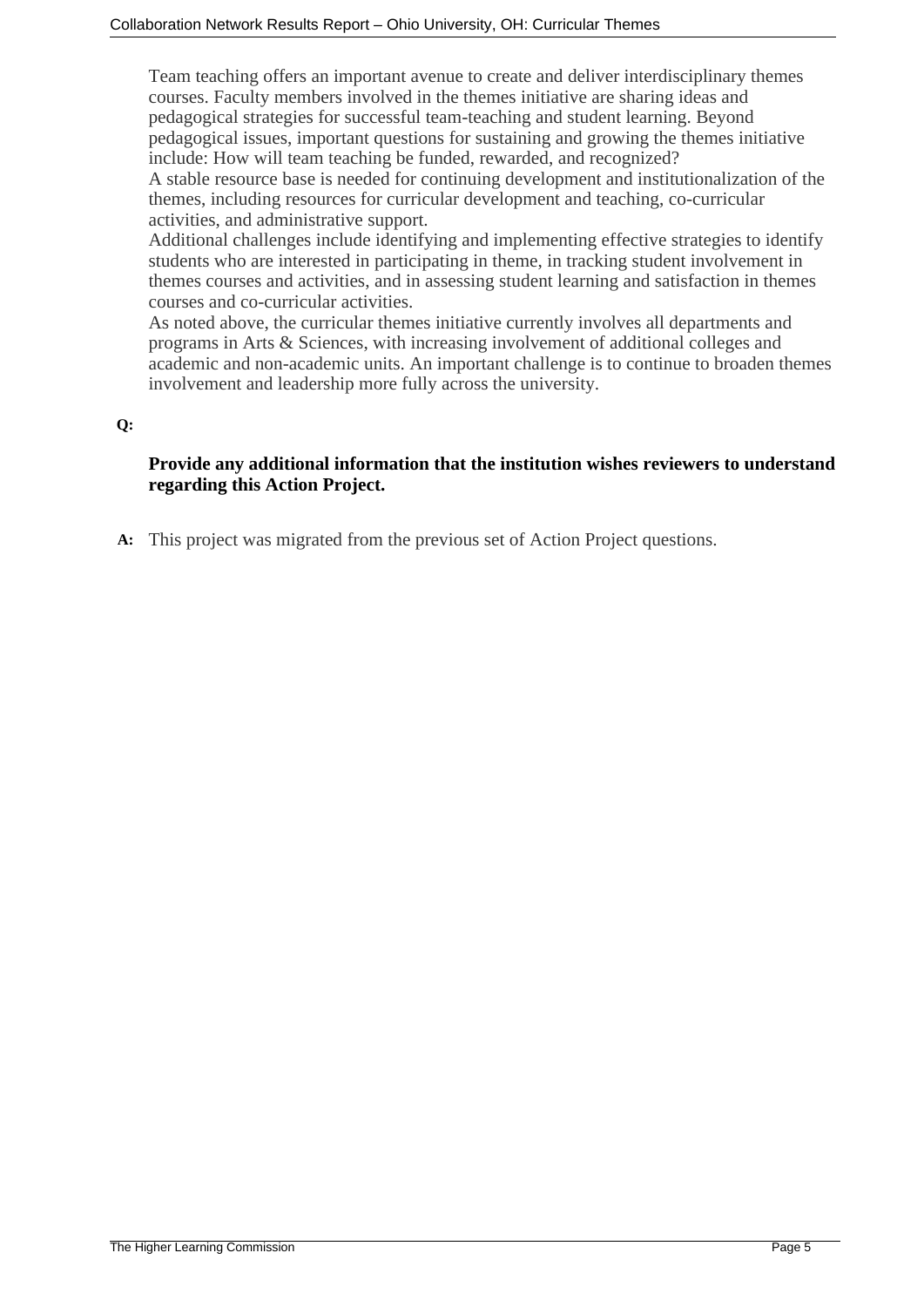Team teaching offers an important avenue to create and deliver interdisciplinary themes courses. Faculty members involved in the themes initiative are sharing ideas and pedagogical strategies for successful team-teaching and student learning. Beyond pedagogical issues, important questions for sustaining and growing the themes initiative include: How will team teaching be funded, rewarded, and recognized?
A stable resource base is needed for continuing development and institutionalization of the themes, including resources for curricular development and teaching, co-curricular activities, and administrative support.
Additional challenges include identifying and implementing effective strategies to identify students who are interested in participating in theme, in tracking student involvement in themes courses and activities, and in assessing student learning and satisfaction in themes courses and co-curricular activities.
As noted above, the curricular themes initiative currently involves all departments and programs in Arts & Sciences, with increasing involvement of additional colleges and academic and non-academic units. An important challenge is to continue to broaden themes involvement and leadership more fully across the university.

**Q:**

**Provide any additional information that the institution wishes reviewers to understand regarding this Action Project.**

**A:** This project was migrated from the previous set of Action Project questions.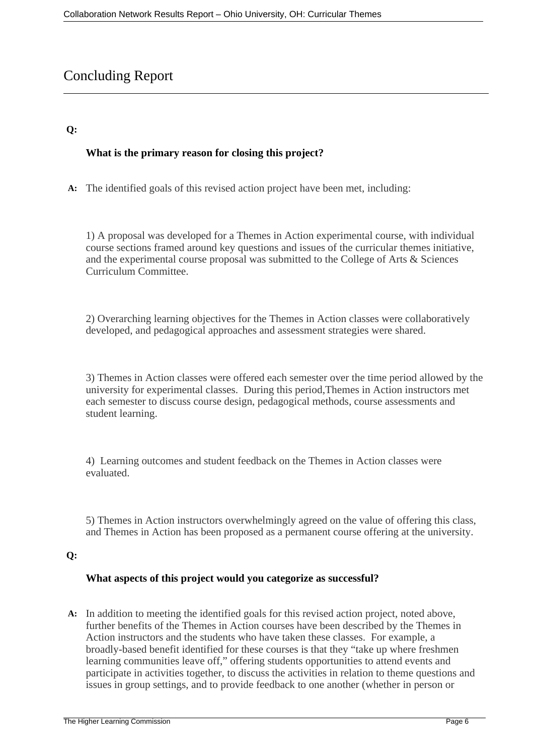# Concluding Report

**Q:**

**What is the primary reason for closing this project?**

**A:** The identified goals of this revised action project have been met, including:

1) A proposal was developed for a Themes in Action experimental course, with individual course sections framed around key questions and issues of the curricular themes initiative, and the experimental course proposal was submitted to the College of Arts & Sciences Curriculum Committee.

2) Overarching learning objectives for the Themes in Action classes were collaboratively developed, and pedagogical approaches and assessment strategies were shared.

3) Themes in Action classes were offered each semester over the time period allowed by the university for experimental classes. During this period,Themes in Action instructors met each semester to discuss course design, pedagogical methods, course assessments and student learning.

4) Learning outcomes and student feedback on the Themes in Action classes were evaluated.

5) Themes in Action instructors overwhelmingly agreed on the value of offering this class, and Themes in Action has been proposed as a permanent course offering at the university.

**Q:**

**What aspects of this project would you categorize as successful?**

**A:** In addition to meeting the identified goals for this revised action project, noted above, further benefits of the Themes in Action courses have been described by the Themes in Action instructors and the students who have taken these classes. For example, a broadly-based benefit identified for these courses is that they "take up where freshmen learning communities leave off," offering students opportunities to attend events and participate in activities together, to discuss the activities in relation to theme questions and issues in group settings, and to provide feedback to one another (whether in person or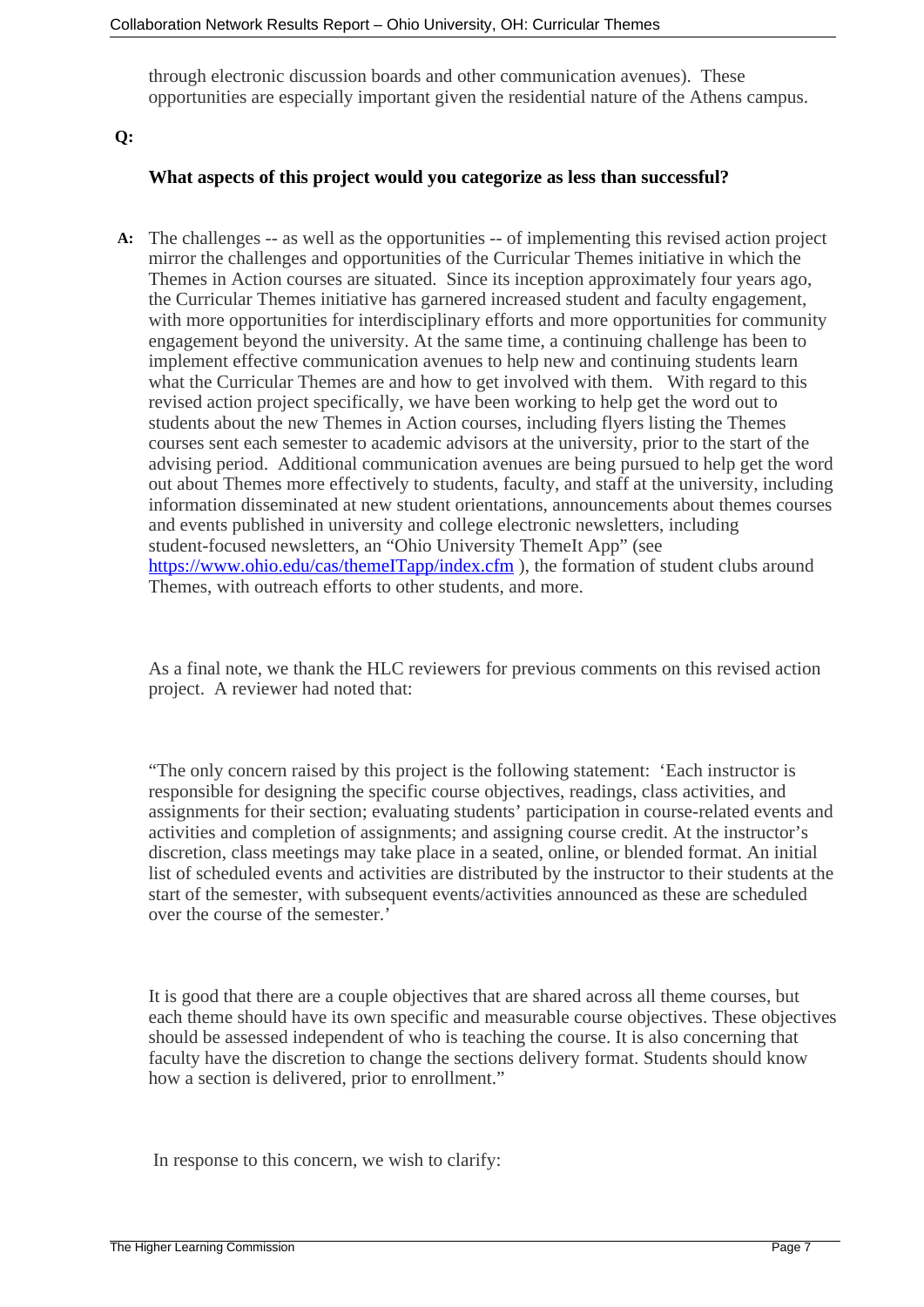through electronic discussion boards and other communication avenues). These opportunities are especially important given the residential nature of the Athens campus.

**Q:**

**What aspects of this project would you categorize as less than successful?**

**A:** The challenges -- as well as the opportunities -- of implementing this revised action project mirror the challenges and opportunities of the Curricular Themes initiative in which the Themes in Action courses are situated. Since its inception approximately four years ago, the Curricular Themes initiative has garnered increased student and faculty engagement, with more opportunities for interdisciplinary efforts and more opportunities for community engagement beyond the university. At the same time, a continuing challenge has been to implement effective communication avenues to help new and continuing students learn what the Curricular Themes are and how to get involved with them. With regard to this revised action project specifically, we have been working to help get the word out to students about the new Themes in Action courses, including flyers listing the Themes courses sent each semester to academic advisors at the university, prior to the start of the advising period. Additional communication avenues are being pursued to help get the word out about Themes more effectively to students, faculty, and staff at the university, including information disseminated at new student orientations, announcements about themes courses and events published in university and college electronic newsletters, including student-focused newsletters, an "Ohio University ThemeIt App" (see https://www.ohio.edu/cas/themeITapp/index.cfm ), the formation of student clubs around Themes, with outreach efforts to other students, and more.

As a final note, we thank the HLC reviewers for previous comments on this revised action project. A reviewer had noted that:

"The only concern raised by this project is the following statement: 'Each instructor is responsible for designing the specific course objectives, readings, class activities, and assignments for their section; evaluating students' participation in course-related events and activities and completion of assignments; and assigning course credit. At the instructor's discretion, class meetings may take place in a seated, online, or blended format. An initial list of scheduled events and activities are distributed by the instructor to their students at the start of the semester, with subsequent events/activities announced as these are scheduled over the course of the semester.'

It is good that there are a couple objectives that are shared across all theme courses, but each theme should have its own specific and measurable course objectives. These objectives should be assessed independent of who is teaching the course. It is also concerning that faculty have the discretion to change the sections delivery format. Students should know how a section is delivered, prior to enrollment."

In response to this concern, we wish to clarify: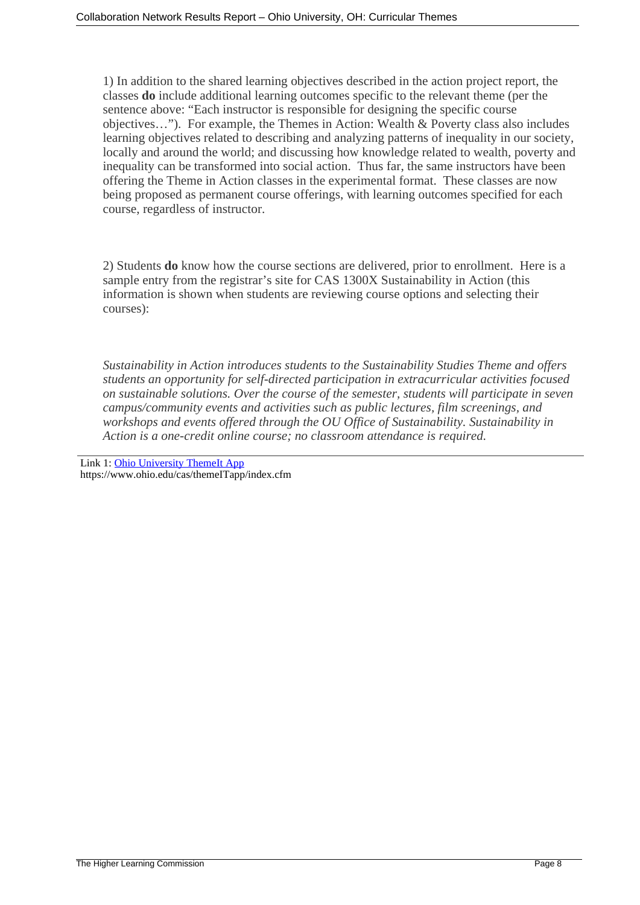1) In addition to the shared learning objectives described in the action project report, the classes **do** include additional learning outcomes specific to the relevant theme (per the sentence above: "Each instructor is responsible for designing the specific course objectives…"). For example, the Themes in Action: Wealth & Poverty class also includes learning objectives related to describing and analyzing patterns of inequality in our society, locally and around the world; and discussing how knowledge related to wealth, poverty and inequality can be transformed into social action. Thus far, the same instructors have been offering the Theme in Action classes in the experimental format. These classes are now being proposed as permanent course offerings, with learning outcomes specified for each course, regardless of instructor.

2) Students **do** know how the course sections are delivered, prior to enrollment. Here is a sample entry from the registrar's site for CAS 1300X Sustainability in Action (this information is shown when students are reviewing course options and selecting their courses):

*Sustainability in Action introduces students to the Sustainability Studies Theme and offers students an opportunity for self-directed participation in extracurricular activities focused on sustainable solutions. Over the course of the semester, students will participate in seven campus/community events and activities such as public lectures, film screenings, and workshops and events offered through the OU Office of Sustainability. Sustainability in Action is a one-credit online course; no classroom attendance is required.*

---

Link 1: [Ohio University ThemeIt App](https://www.ohio.edu/cas/themeITapp/index.cfm)
https://www.ohio.edu/cas/themeITapp/index.cfm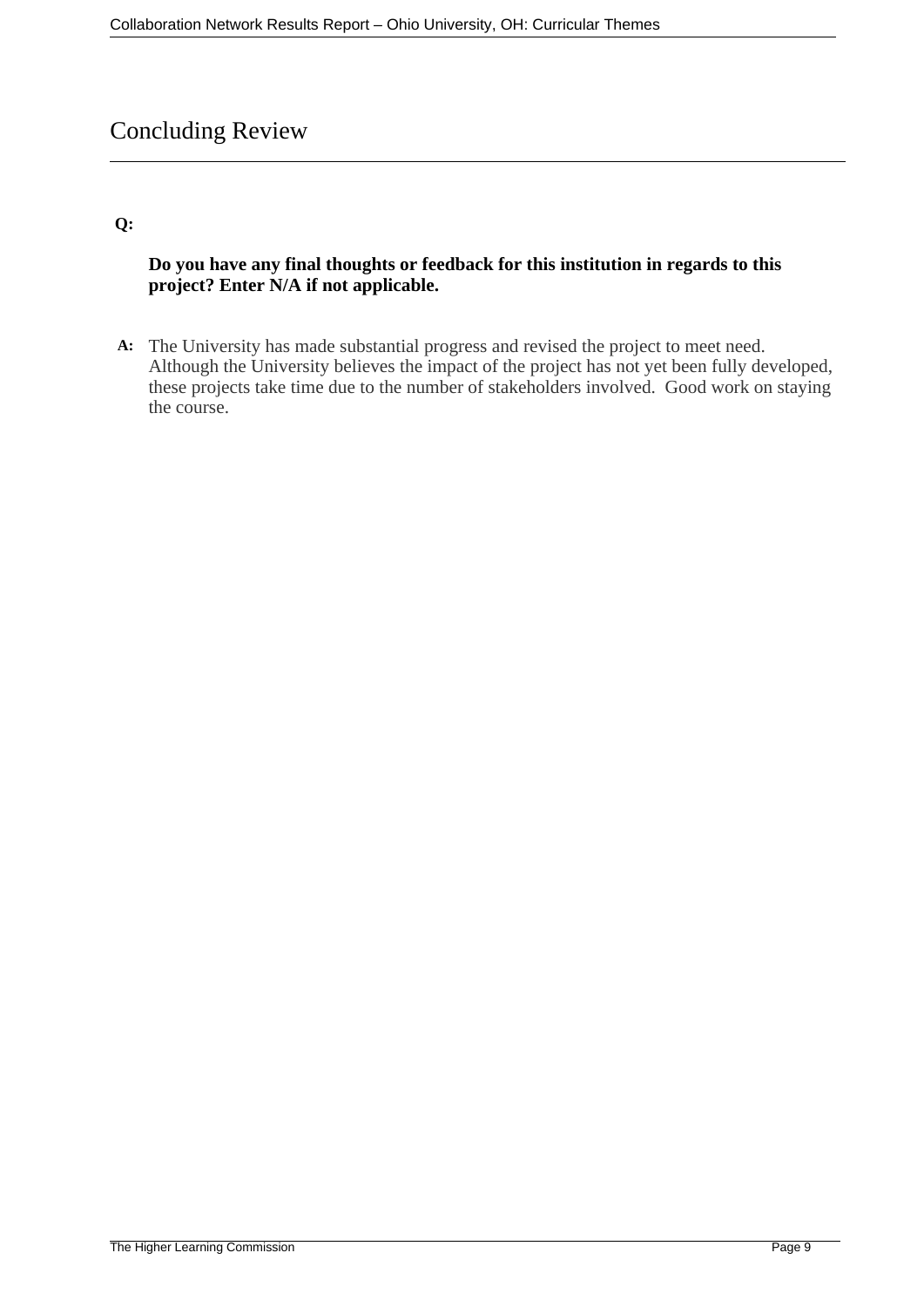# Concluding Review

**Q:**

**Do you have any final thoughts or feedback for this institution in regards to this project? Enter N/A if not applicable.**

**A:** The University has made substantial progress and revised the project to meet need. Although the University believes the impact of the project has not yet been fully developed, these projects take time due to the number of stakeholders involved. Good work on staying the course.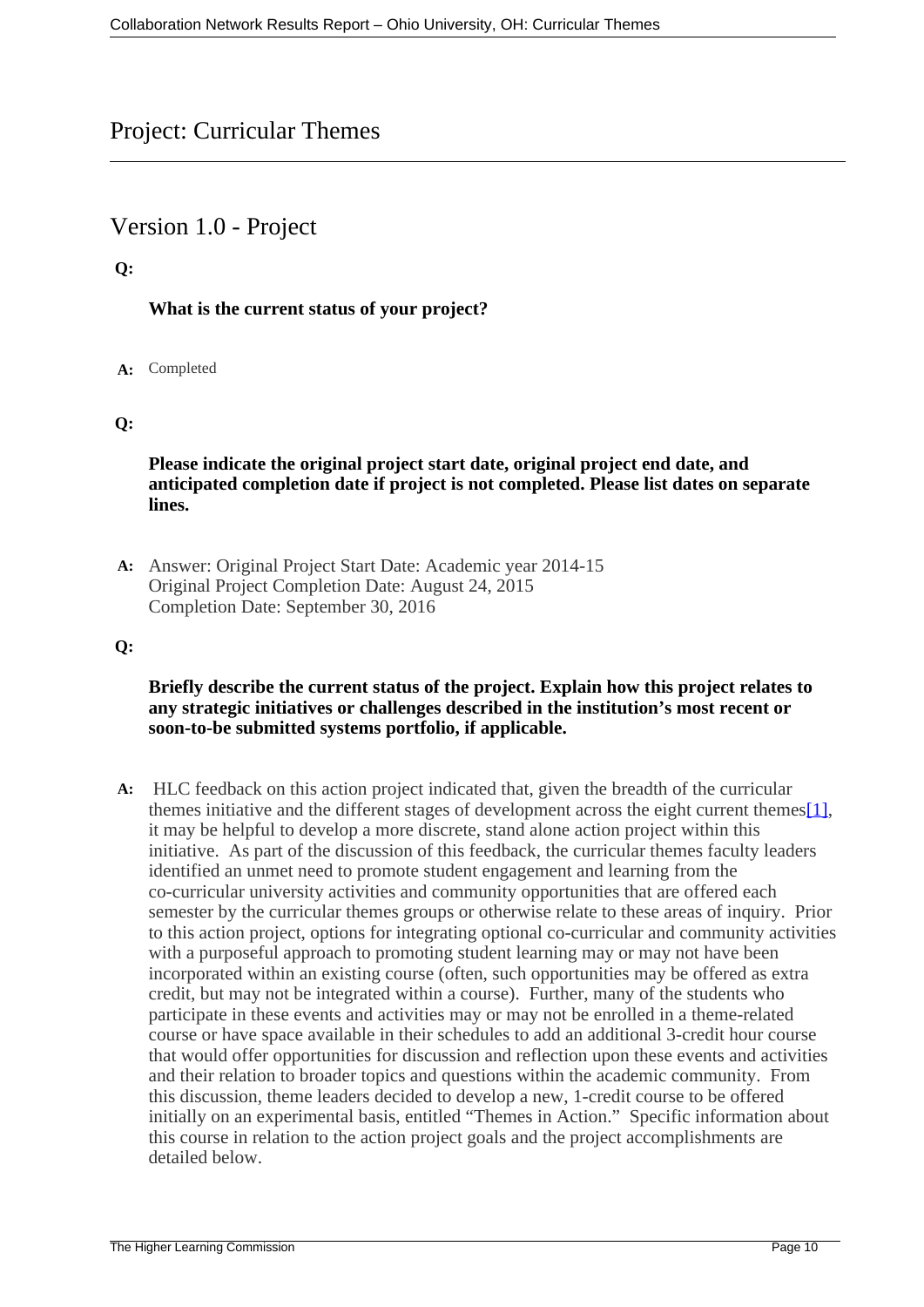# Project: Curricular Themes

## Version 1.0 - Project

**Q:**

**What is the current status of your project?**

**A:** Completed

**Q:**

**Please indicate the original project start date, original project end date, and anticipated completion date if project is not completed. Please list dates on separate lines.**

**A:** Answer: Original Project Start Date: Academic year 2014-15
Original Project Completion Date: August 24, 2015
Completion Date: September 30, 2016

**Q:**

**Briefly describe the current status of the project. Explain how this project relates to any strategic initiatives or challenges described in the institution's most recent or soon-to-be submitted systems portfolio, if applicable.**

**A:** HLC feedback on this action project indicated that, given the breadth of the curricular themes initiative and the different stages of development across the eight current themes[1], it may be helpful to develop a more discrete, stand alone action project within this initiative. As part of the discussion of this feedback, the curricular themes faculty leaders identified an unmet need to promote student engagement and learning from the co-curricular university activities and community opportunities that are offered each semester by the curricular themes groups or otherwise relate to these areas of inquiry. Prior to this action project, options for integrating optional co-curricular and community activities with a purposeful approach to promoting student learning may or may not have been incorporated within an existing course (often, such opportunities may be offered as extra credit, but may not be integrated within a course). Further, many of the students who participate in these events and activities may or may not be enrolled in a theme-related course or have space available in their schedules to add an additional 3-credit hour course that would offer opportunities for discussion and reflection upon these events and activities and their relation to broader topics and questions within the academic community. From this discussion, theme leaders decided to develop a new, 1-credit course to be offered initially on an experimental basis, entitled "Themes in Action." Specific information about this course in relation to the action project goals and the project accomplishments are detailed below.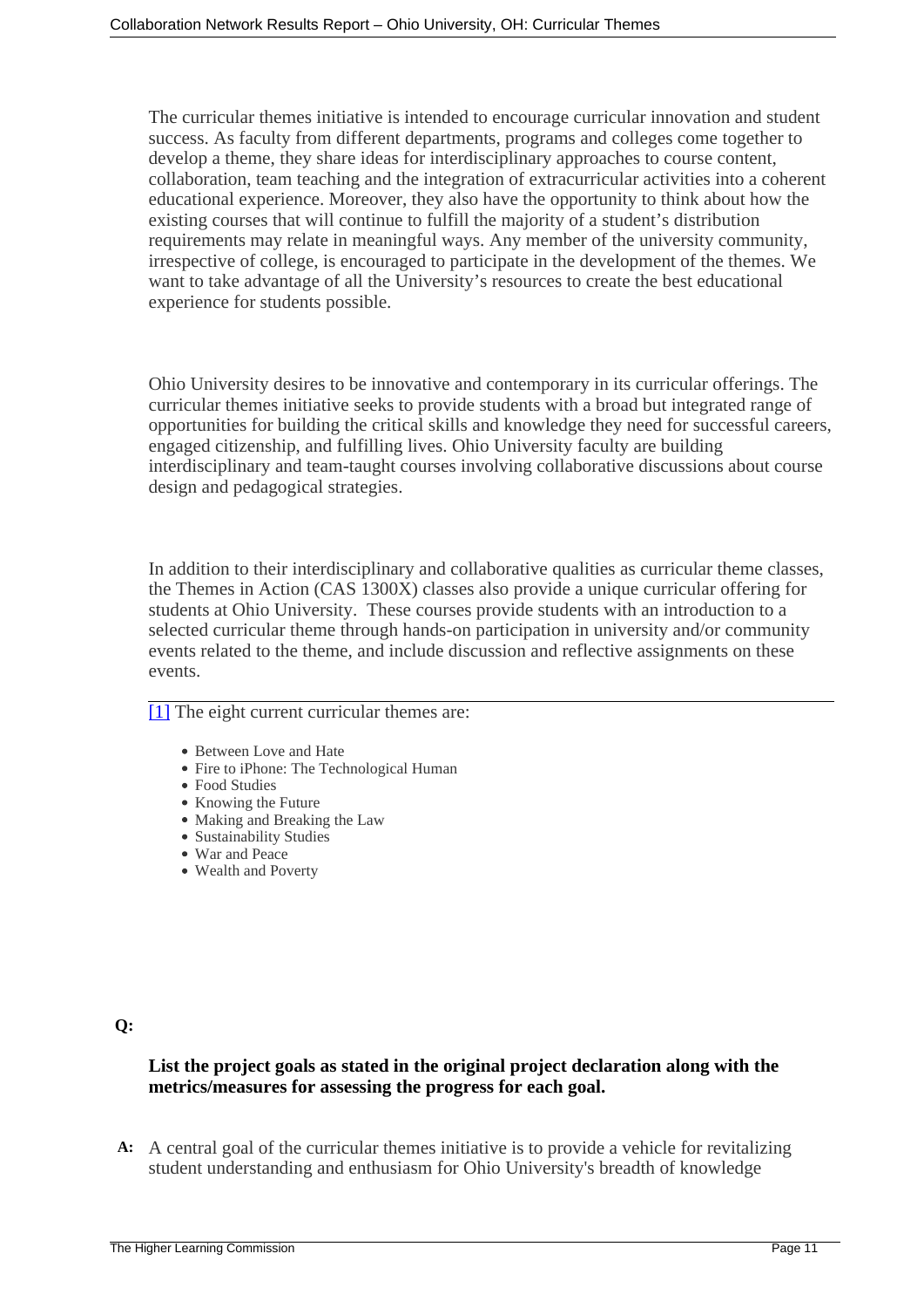The curricular themes initiative is intended to encourage curricular innovation and student success. As faculty from different departments, programs and colleges come together to develop a theme, they share ideas for interdisciplinary approaches to course content, collaboration, team teaching and the integration of extracurricular activities into a coherent educational experience. Moreover, they also have the opportunity to think about how the existing courses that will continue to fulfill the majority of a student's distribution requirements may relate in meaningful ways. Any member of the university community, irrespective of college, is encouraged to participate in the development of the themes. We want to take advantage of all the University's resources to create the best educational experience for students possible.

Ohio University desires to be innovative and contemporary in its curricular offerings. The curricular themes initiative seeks to provide students with a broad but integrated range of opportunities for building the critical skills and knowledge they need for successful careers, engaged citizenship, and fulfilling lives. Ohio University faculty are building interdisciplinary and team-taught courses involving collaborative discussions about course design and pedagogical strategies.

In addition to their interdisciplinary and collaborative qualities as curricular theme classes, the Themes in Action (CAS 1300X) classes also provide a unique curricular offering for students at Ohio University. These courses provide students with an introduction to a selected curricular theme through hands-on participation in university and/or community events related to the theme, and include discussion and reflective assignments on these events.

---

[1] The eight current curricular themes are:

- Between Love and Hate
- Fire to iPhone: The Technological Human
- Food Studies
- Knowing the Future
- Making and Breaking the Law
- Sustainability Studies
- War and Peace
- Wealth and Poverty

**Q:**

**List the project goals as stated in the original project declaration along with the metrics/measures for assessing the progress for each goal.**

**A:** A central goal of the curricular themes initiative is to provide a vehicle for revitalizing student understanding and enthusiasm for Ohio University's breadth of knowledge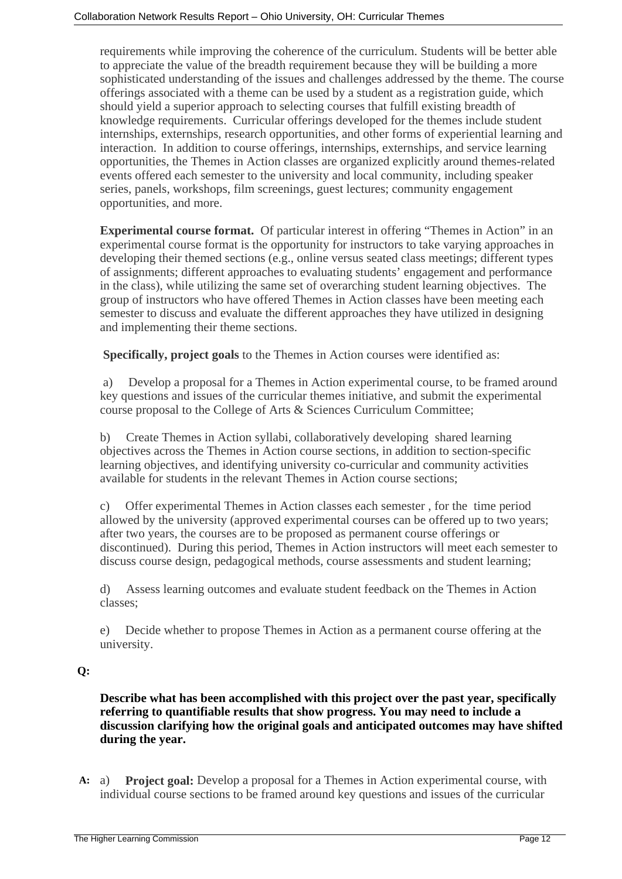requirements while improving the coherence of the curriculum. Students will be better able to appreciate the value of the breadth requirement because they will be building a more sophisticated understanding of the issues and challenges addressed by the theme. The course offerings associated with a theme can be used by a student as a registration guide, which should yield a superior approach to selecting courses that fulfill existing breadth of knowledge requirements. Curricular offerings developed for the themes include student internships, externships, research opportunities, and other forms of experiential learning and interaction. In addition to course offerings, internships, externships, and service learning opportunities, the Themes in Action classes are organized explicitly around themes-related events offered each semester to the university and local community, including speaker series, panels, workshops, film screenings, guest lectures; community engagement opportunities, and more.

**Experimental course format.** Of particular interest in offering "Themes in Action" in an experimental course format is the opportunity for instructors to take varying approaches in developing their themed sections (e.g., online versus seated class meetings; different types of assignments; different approaches to evaluating students' engagement and performance in the class), while utilizing the same set of overarching student learning objectives. The group of instructors who have offered Themes in Action classes have been meeting each semester to discuss and evaluate the different approaches they have utilized in designing and implementing their theme sections.

**Specifically, project goals** to the Themes in Action courses were identified as:

a) Develop a proposal for a Themes in Action experimental course, to be framed around key questions and issues of the curricular themes initiative, and submit the experimental course proposal to the College of Arts & Sciences Curriculum Committee;

b) Create Themes in Action syllabi, collaboratively developing shared learning objectives across the Themes in Action course sections, in addition to section-specific learning objectives, and identifying university co-curricular and community activities available for students in the relevant Themes in Action course sections;

c) Offer experimental Themes in Action classes each semester , for the time period allowed by the university (approved experimental courses can be offered up to two years; after two years, the courses are to be proposed as permanent course offerings or discontinued). During this period, Themes in Action instructors will meet each semester to discuss course design, pedagogical methods, course assessments and student learning;

d) Assess learning outcomes and evaluate student feedback on the Themes in Action classes;

e) Decide whether to propose Themes in Action as a permanent course offering at the university.

**Q:**

**Describe what has been accomplished with this project over the past year, specifically referring to quantifiable results that show progress. You may need to include a discussion clarifying how the original goals and anticipated outcomes may have shifted during the year.**

**A:** a) **Project goal:** Develop a proposal for a Themes in Action experimental course, with individual course sections to be framed around key questions and issues of the curricular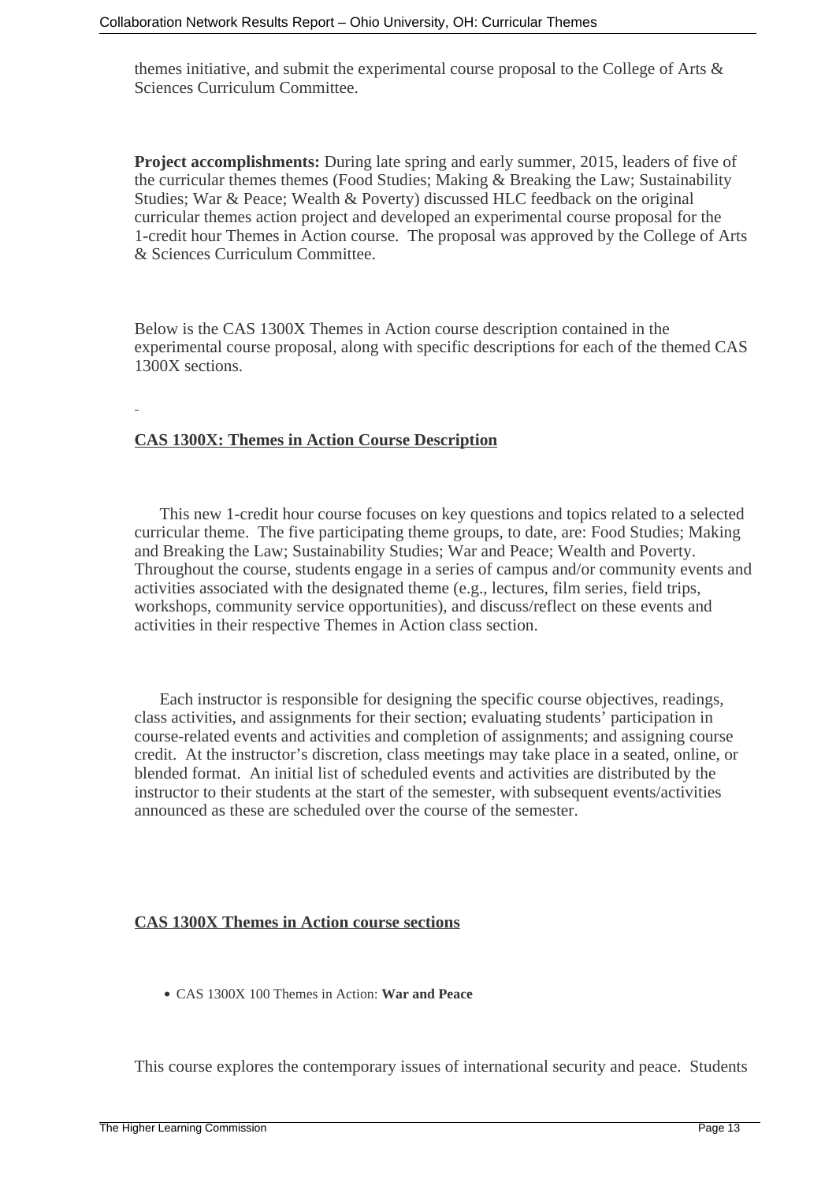themes initiative, and submit the experimental course proposal to the College of Arts & Sciences Curriculum Committee.

**Project accomplishments:** During late spring and early summer, 2015, leaders of five of the curricular themes themes (Food Studies; Making & Breaking the Law; Sustainability Studies; War & Peace; Wealth & Poverty) discussed HLC feedback on the original curricular themes action project and developed an experimental course proposal for the 1-credit hour Themes in Action course. The proposal was approved by the College of Arts & Sciences Curriculum Committee.

Below is the CAS 1300X Themes in Action course description contained in the experimental course proposal, along with specific descriptions for each of the themed CAS 1300X sections.

**CAS 1300X: Themes in Action Course Description**

This new 1-credit hour course focuses on key questions and topics related to a selected curricular theme. The five participating theme groups, to date, are: Food Studies; Making and Breaking the Law; Sustainability Studies; War and Peace; Wealth and Poverty. Throughout the course, students engage in a series of campus and/or community events and activities associated with the designated theme (e.g., lectures, film series, field trips, workshops, community service opportunities), and discuss/reflect on these events and activities in their respective Themes in Action class section.

Each instructor is responsible for designing the specific course objectives, readings, class activities, and assignments for their section; evaluating students' participation in course-related events and activities and completion of assignments; and assigning course credit. At the instructor's discretion, class meetings may take place in a seated, online, or blended format. An initial list of scheduled events and activities are distributed by the instructor to their students at the start of the semester, with subsequent events/activities announced as these are scheduled over the course of the semester.

**CAS 1300X Themes in Action course sections**

- CAS 1300X 100 Themes in Action: **War and Peace**

This course explores the contemporary issues of international security and peace. Students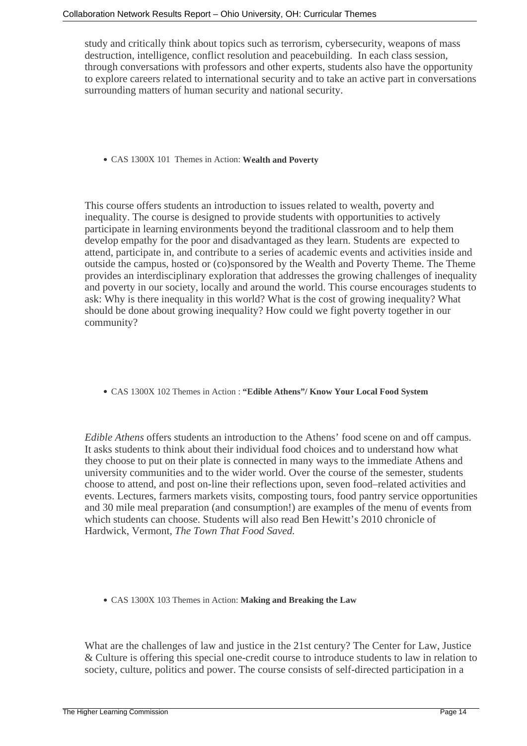study and critically think about topics such as terrorism, cybersecurity, weapons of mass destruction, intelligence, conflict resolution and peacebuilding. In each class session, through conversations with professors and other experts, students also have the opportunity to explore careers related to international security and to take an active part in conversations surrounding matters of human security and national security.

- CAS 1300X 101 Themes in Action: **Wealth and Poverty**

This course offers students an introduction to issues related to wealth, poverty and inequality. The course is designed to provide students with opportunities to actively participate in learning environments beyond the traditional classroom and to help them develop empathy for the poor and disadvantaged as they learn. Students are expected to attend, participate in, and contribute to a series of academic events and activities inside and outside the campus, hosted or (co)sponsored by the Wealth and Poverty Theme. The Theme provides an interdisciplinary exploration that addresses the growing challenges of inequality and poverty in our society, locally and around the world. This course encourages students to ask: Why is there inequality in this world? What is the cost of growing inequality? What should be done about growing inequality? How could we fight poverty together in our community?

- CAS 1300X 102 Themes in Action : **"Edible Athens"/ Know Your Local Food System**

*Edible Athens* offers students an introduction to the Athens' food scene on and off campus. It asks students to think about their individual food choices and to understand how what they choose to put on their plate is connected in many ways to the immediate Athens and university communities and to the wider world. Over the course of the semester, students choose to attend, and post on-line their reflections upon, seven food–related activities and events. Lectures, farmers markets visits, composting tours, food pantry service opportunities and 30 mile meal preparation (and consumption!) are examples of the menu of events from which students can choose. Students will also read Ben Hewitt's 2010 chronicle of Hardwick, Vermont, *The Town That Food Saved.*

- CAS 1300X 103 Themes in Action: **Making and Breaking the Law**

What are the challenges of law and justice in the 21st century? The Center for Law, Justice & Culture is offering this special one-credit course to introduce students to law in relation to society, culture, politics and power. The course consists of self-directed participation in a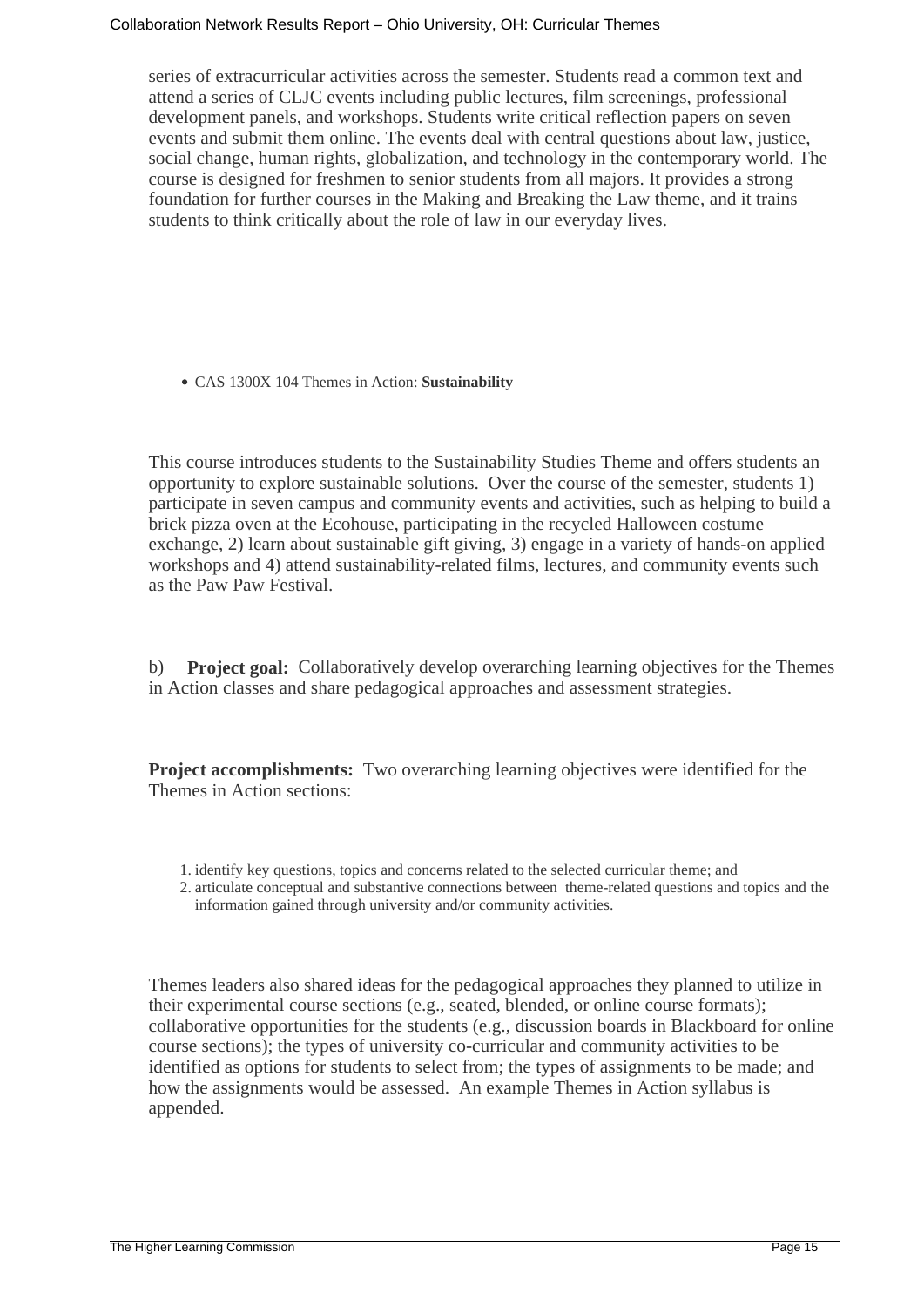series of extracurricular activities across the semester. Students read a common text and attend a series of CLJC events including public lectures, film screenings, professional development panels, and workshops. Students write critical reflection papers on seven events and submit them online. The events deal with central questions about law, justice, social change, human rights, globalization, and technology in the contemporary world. The course is designed for freshmen to senior students from all majors. It provides a strong foundation for further courses in the Making and Breaking the Law theme, and it trains students to think critically about the role of law in our everyday lives.

- CAS 1300X 104 Themes in Action: **Sustainability**

This course introduces students to the Sustainability Studies Theme and offers students an opportunity to explore sustainable solutions. Over the course of the semester, students 1) participate in seven campus and community events and activities, such as helping to build a brick pizza oven at the Ecohouse, participating in the recycled Halloween costume exchange, 2) learn about sustainable gift giving, 3) engage in a variety of hands-on applied workshops and 4) attend sustainability-related films, lectures, and community events such as the Paw Paw Festival.

b) **Project goal:** Collaboratively develop overarching learning objectives for the Themes in Action classes and share pedagogical approaches and assessment strategies.

**Project accomplishments:** Two overarching learning objectives were identified for the Themes in Action sections:

1. identify key questions, topics and concerns related to the selected curricular theme; and
2. articulate conceptual and substantive connections between theme-related questions and topics and the information gained through university and/or community activities.

Themes leaders also shared ideas for the pedagogical approaches they planned to utilize in their experimental course sections (e.g., seated, blended, or online course formats); collaborative opportunities for the students (e.g., discussion boards in Blackboard for online course sections); the types of university co-curricular and community activities to be identified as options for students to select from; the types of assignments to be made; and how the assignments would be assessed. An example Themes in Action syllabus is appended.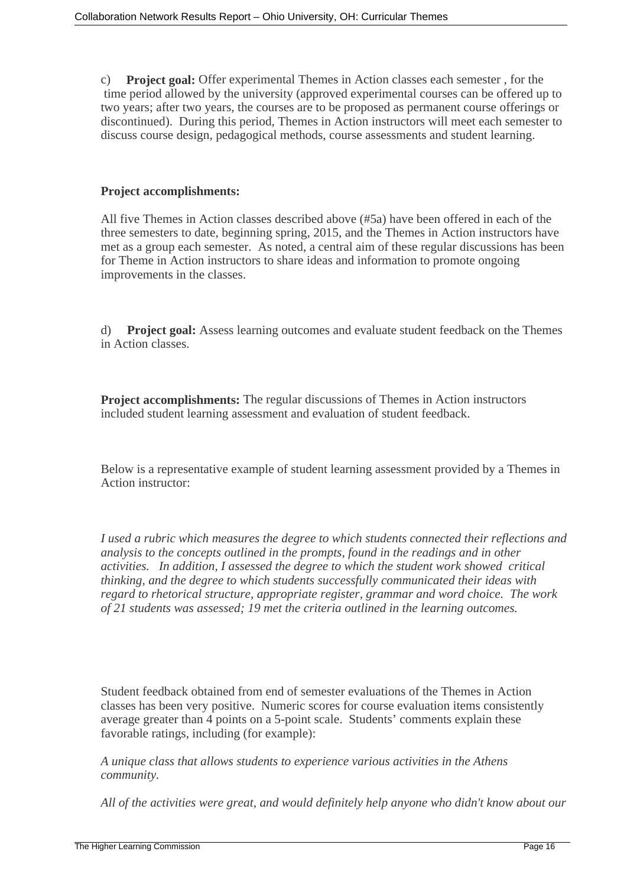c) **Project goal:** Offer experimental Themes in Action classes each semester , for the time period allowed by the university (approved experimental courses can be offered up to two years; after two years, the courses are to be proposed as permanent course offerings or discontinued). During this period, Themes in Action instructors will meet each semester to discuss course design, pedagogical methods, course assessments and student learning.

**Project accomplishments:**

All five Themes in Action classes described above (#5a) have been offered in each of the three semesters to date, beginning spring, 2015, and the Themes in Action instructors have met as a group each semester. As noted, a central aim of these regular discussions has been for Theme in Action instructors to share ideas and information to promote ongoing improvements in the classes.

d) **Project goal:** Assess learning outcomes and evaluate student feedback on the Themes in Action classes.

**Project accomplishments:** The regular discussions of Themes in Action instructors included student learning assessment and evaluation of student feedback.

Below is a representative example of student learning assessment provided by a Themes in Action instructor:

*I used a rubric which measures the degree to which students connected their reflections and analysis to the concepts outlined in the prompts, found in the readings and in other activities. In addition, I assessed the degree to which the student work showed critical thinking, and the degree to which students successfully communicated their ideas with regard to rhetorical structure, appropriate register, grammar and word choice. The work of 21 students was assessed; 19 met the criteria outlined in the learning outcomes.*

Student feedback obtained from end of semester evaluations of the Themes in Action classes has been very positive. Numeric scores for course evaluation items consistently average greater than 4 points on a 5-point scale. Students' comments explain these favorable ratings, including (for example):

*A unique class that allows students to experience various activities in the Athens community.*

*All of the activities were great, and would definitely help anyone who didn't know about our*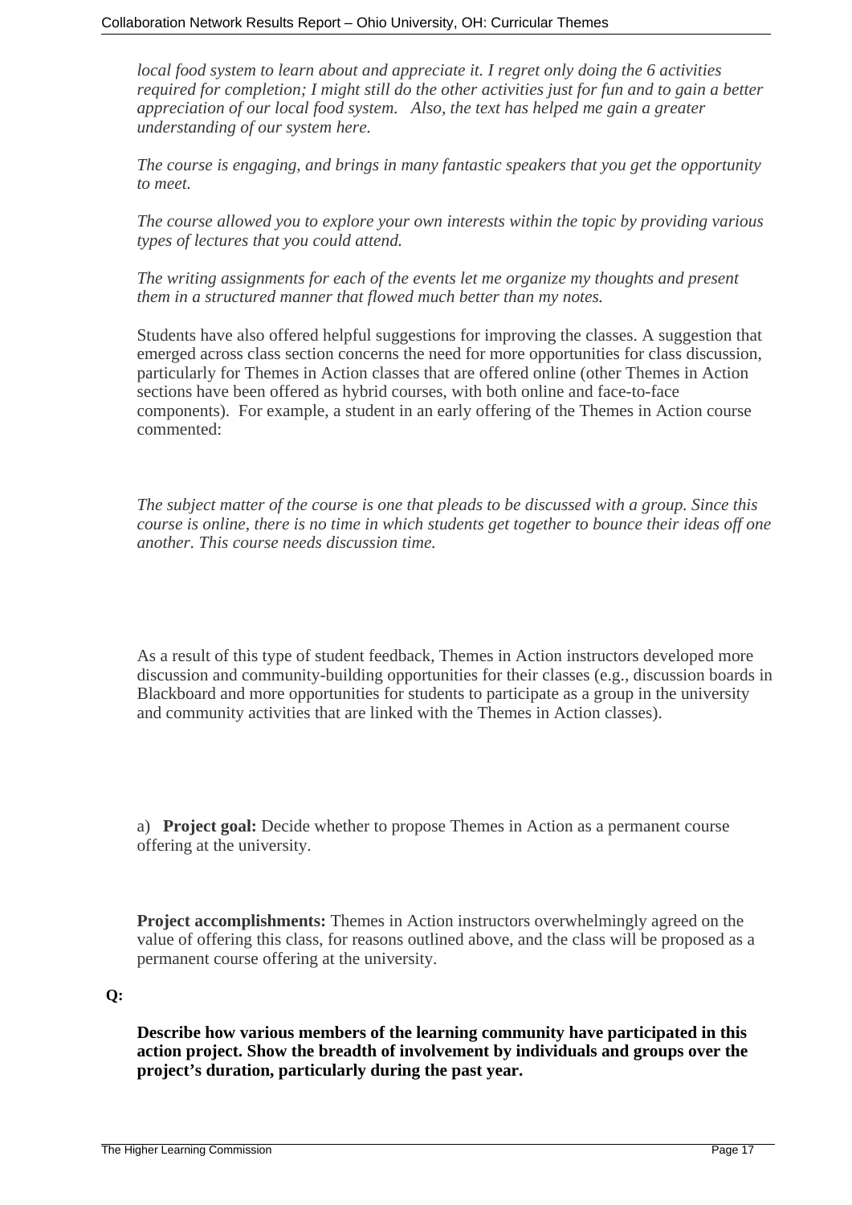*local food system to learn about and appreciate it. I regret only doing the 6 activities required for completion; I might still do the other activities just for fun and to gain a better appreciation of our local food system. Also, the text has helped me gain a greater understanding of our system here.*

*The course is engaging, and brings in many fantastic speakers that you get the opportunity to meet.*

*The course allowed you to explore your own interests within the topic by providing various types of lectures that you could attend.*

*The writing assignments for each of the events let me organize my thoughts and present them in a structured manner that flowed much better than my notes.*

Students have also offered helpful suggestions for improving the classes. A suggestion that emerged across class section concerns the need for more opportunities for class discussion, particularly for Themes in Action classes that are offered online (other Themes in Action sections have been offered as hybrid courses, with both online and face-to-face components). For example, a student in an early offering of the Themes in Action course commented:

*The subject matter of the course is one that pleads to be discussed with a group. Since this course is online, there is no time in which students get together to bounce their ideas off one another. This course needs discussion time.*

As a result of this type of student feedback, Themes in Action instructors developed more discussion and community-building opportunities for their classes (e.g., discussion boards in Blackboard and more opportunities for students to participate as a group in the university and community activities that are linked with the Themes in Action classes).

a) **Project goal:** Decide whether to propose Themes in Action as a permanent course offering at the university.

**Project accomplishments:** Themes in Action instructors overwhelmingly agreed on the value of offering this class, for reasons outlined above, and the class will be proposed as a permanent course offering at the university.

**Q:**

**Describe how various members of the learning community have participated in this action project. Show the breadth of involvement by individuals and groups over the project's duration, particularly during the past year.**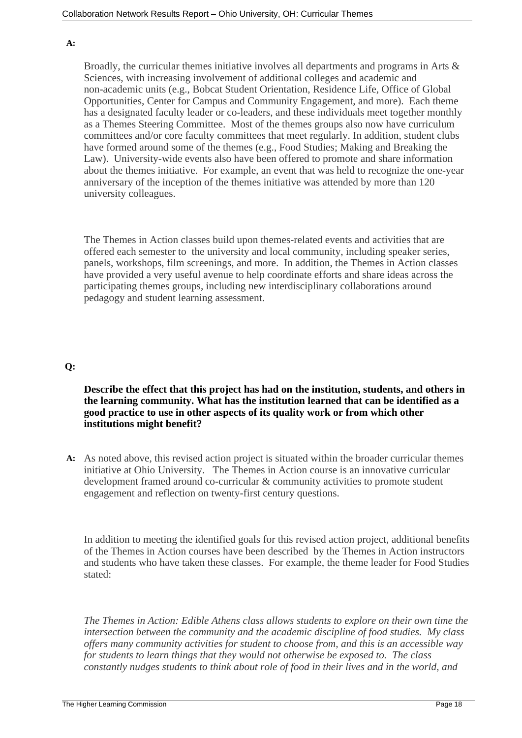**A:**

Broadly, the curricular themes initiative involves all departments and programs in Arts & Sciences, with increasing involvement of additional colleges and academic and non-academic units (e.g., Bobcat Student Orientation, Residence Life, Office of Global Opportunities, Center for Campus and Community Engagement, and more). Each theme has a designated faculty leader or co-leaders, and these individuals meet together monthly as a Themes Steering Committee. Most of the themes groups also now have curriculum committees and/or core faculty committees that meet regularly. In addition, student clubs have formed around some of the themes (e.g., Food Studies; Making and Breaking the Law). University-wide events also have been offered to promote and share information about the themes initiative. For example, an event that was held to recognize the one-year anniversary of the inception of the themes initiative was attended by more than 120 university colleagues.

The Themes in Action classes build upon themes-related events and activities that are offered each semester to the university and local community, including speaker series, panels, workshops, film screenings, and more. In addition, the Themes in Action classes have provided a very useful avenue to help coordinate efforts and share ideas across the participating themes groups, including new interdisciplinary collaborations around pedagogy and student learning assessment.

**Q:**

**Describe the effect that this project has had on the institution, students, and others in the learning community. What has the institution learned that can be identified as a good practice to use in other aspects of its quality work or from which other institutions might benefit?**

**A:** As noted above, this revised action project is situated within the broader curricular themes initiative at Ohio University. The Themes in Action course is an innovative curricular development framed around co-curricular & community activities to promote student engagement and reflection on twenty-first century questions.

In addition to meeting the identified goals for this revised action project, additional benefits of the Themes in Action courses have been described by the Themes in Action instructors and students who have taken these classes. For example, the theme leader for Food Studies stated:

*The Themes in Action: Edible Athens class allows students to explore on their own time the intersection between the community and the academic discipline of food studies. My class offers many community activities for student to choose from, and this is an accessible way for students to learn things that they would not otherwise be exposed to. The class constantly nudges students to think about role of food in their lives and in the world, and*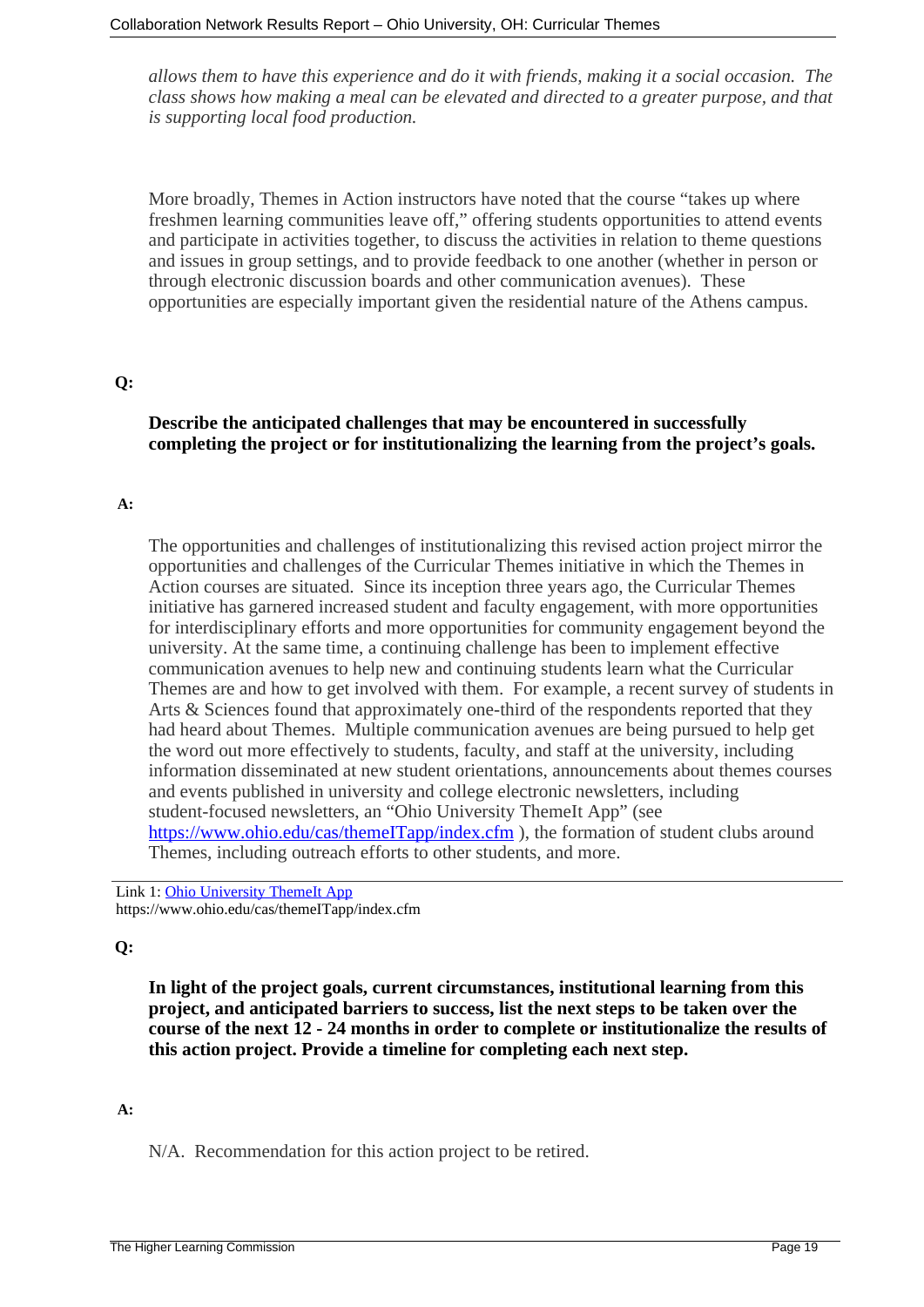*allows them to have this experience and do it with friends, making it a social occasion. The class shows how making a meal can be elevated and directed to a greater purpose, and that is supporting local food production.*

More broadly, Themes in Action instructors have noted that the course "takes up where freshmen learning communities leave off," offering students opportunities to attend events and participate in activities together, to discuss the activities in relation to theme questions and issues in group settings, and to provide feedback to one another (whether in person or through electronic discussion boards and other communication avenues). These opportunities are especially important given the residential nature of the Athens campus.

**Q:**

**Describe the anticipated challenges that may be encountered in successfully completing the project or for institutionalizing the learning from the project's goals.**

**A:**

The opportunities and challenges of institutionalizing this revised action project mirror the opportunities and challenges of the Curricular Themes initiative in which the Themes in Action courses are situated. Since its inception three years ago, the Curricular Themes initiative has garnered increased student and faculty engagement, with more opportunities for interdisciplinary efforts and more opportunities for community engagement beyond the university. At the same time, a continuing challenge has been to implement effective communication avenues to help new and continuing students learn what the Curricular Themes are and how to get involved with them. For example, a recent survey of students in Arts & Sciences found that approximately one-third of the respondents reported that they had heard about Themes. Multiple communication avenues are being pursued to help get the word out more effectively to students, faculty, and staff at the university, including information disseminated at new student orientations, announcements about themes courses and events published in university and college electronic newsletters, including student-focused newsletters, an "Ohio University ThemeIt App" (see [https://www.ohio.edu/cas/themeITapp/index.cfm](https://www.ohio.edu/cas/themeITapp/index.cfm) ), the formation of student clubs around Themes, including outreach efforts to other students, and more.

Link 1: [Ohio University ThemeIt App](https://www.ohio.edu/cas/themeITapp/index.cfm)
https://www.ohio.edu/cas/themeITapp/index.cfm

**Q:**

**In light of the project goals, current circumstances, institutional learning from this project, and anticipated barriers to success, list the next steps to be taken over the course of the next 12 - 24 months in order to complete or institutionalize the results of this action project. Provide a timeline for completing each next step.**

**A:**

N/A. Recommendation for this action project to be retired.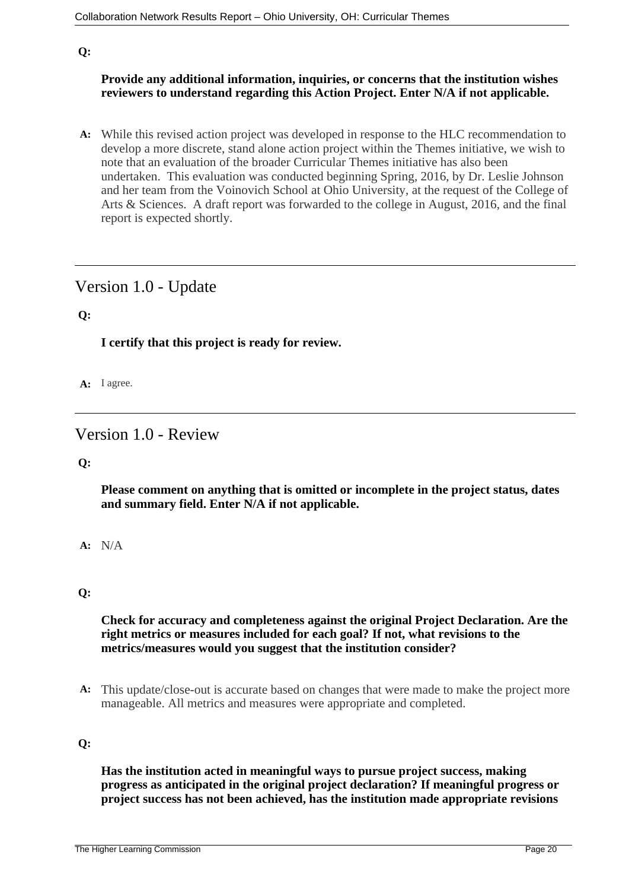**Q:**

**Provide any additional information, inquiries, or concerns that the institution wishes reviewers to understand regarding this Action Project. Enter N/A if not applicable.**

**A:** While this revised action project was developed in response to the HLC recommendation to develop a more discrete, stand alone action project within the Themes initiative, we wish to note that an evaluation of the broader Curricular Themes initiative has also been undertaken. This evaluation was conducted beginning Spring, 2016, by Dr. Leslie Johnson and her team from the Voinovich School at Ohio University, at the request of the College of Arts & Sciences. A draft report was forwarded to the college in August, 2016, and the final report is expected shortly.

---

## Version 1.0 - Update

**Q:**

**I certify that this project is ready for review.**

**A:** I agree.

---

## Version 1.0 - Review

**Q:**

**Please comment on anything that is omitted or incomplete in the project status, dates and summary field. Enter N/A if not applicable.**

**A:** N/A

**Q:**

**Check for accuracy and completeness against the original Project Declaration. Are the right metrics or measures included for each goal? If not, what revisions to the metrics/measures would you suggest that the institution consider?**

**A:** This update/close-out is accurate based on changes that were made to make the project more manageable. All metrics and measures were appropriate and completed.

**Q:**

**Has the institution acted in meaningful ways to pursue project success, making progress as anticipated in the original project declaration? If meaningful progress or project success has not been achieved, has the institution made appropriate revisions**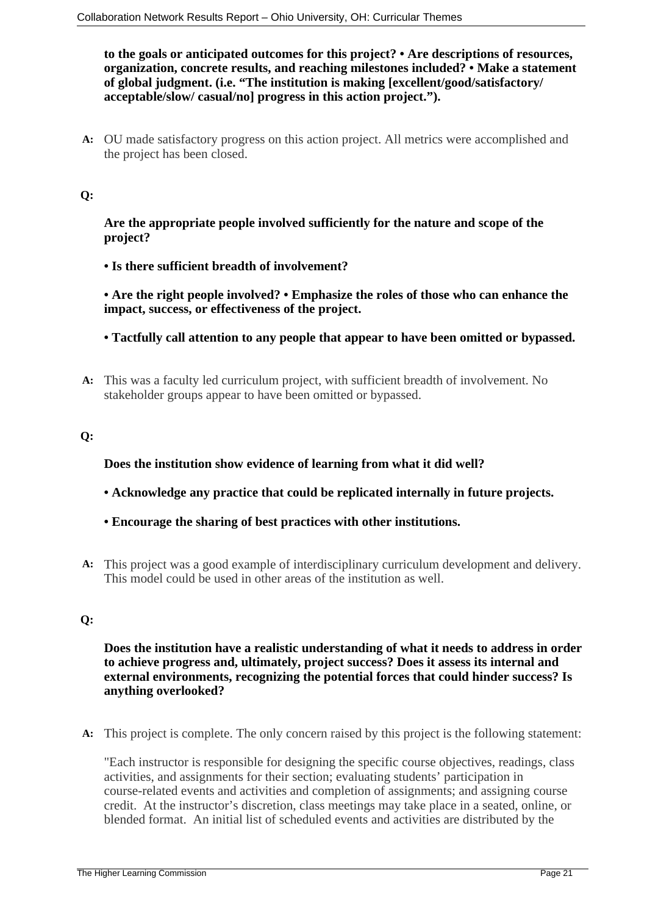**to the goals or anticipated outcomes for this project? • Are descriptions of resources, organization, concrete results, and reaching milestones included? • Make a statement of global judgment. (i.e. "The institution is making [excellent/good/satisfactory/ acceptable/slow/ casual/no] progress in this action project.").**

**A:** OU made satisfactory progress on this action project. All metrics were accomplished and the project has been closed.

**Q:**

**Are the appropriate people involved sufficiently for the nature and scope of the project?**

**• Is there sufficient breadth of involvement?**

**• Are the right people involved? • Emphasize the roles of those who can enhance the impact, success, or effectiveness of the project.**

**• Tactfully call attention to any people that appear to have been omitted or bypassed.**

**A:** This was a faculty led curriculum project, with sufficient breadth of involvement. No stakeholder groups appear to have been omitted or bypassed.

**Q:**

**Does the institution show evidence of learning from what it did well?**

**• Acknowledge any practice that could be replicated internally in future projects.**

**• Encourage the sharing of best practices with other institutions.**

**A:** This project was a good example of interdisciplinary curriculum development and delivery. This model could be used in other areas of the institution as well.

**Q:**

**Does the institution have a realistic understanding of what it needs to address in order to achieve progress and, ultimately, project success? Does it assess its internal and external environments, recognizing the potential forces that could hinder success? Is anything overlooked?**

**A:** This project is complete. The only concern raised by this project is the following statement:

"Each instructor is responsible for designing the specific course objectives, readings, class activities, and assignments for their section; evaluating students' participation in course-related events and activities and completion of assignments; and assigning course credit. At the instructor's discretion, class meetings may take place in a seated, online, or blended format. An initial list of scheduled events and activities are distributed by the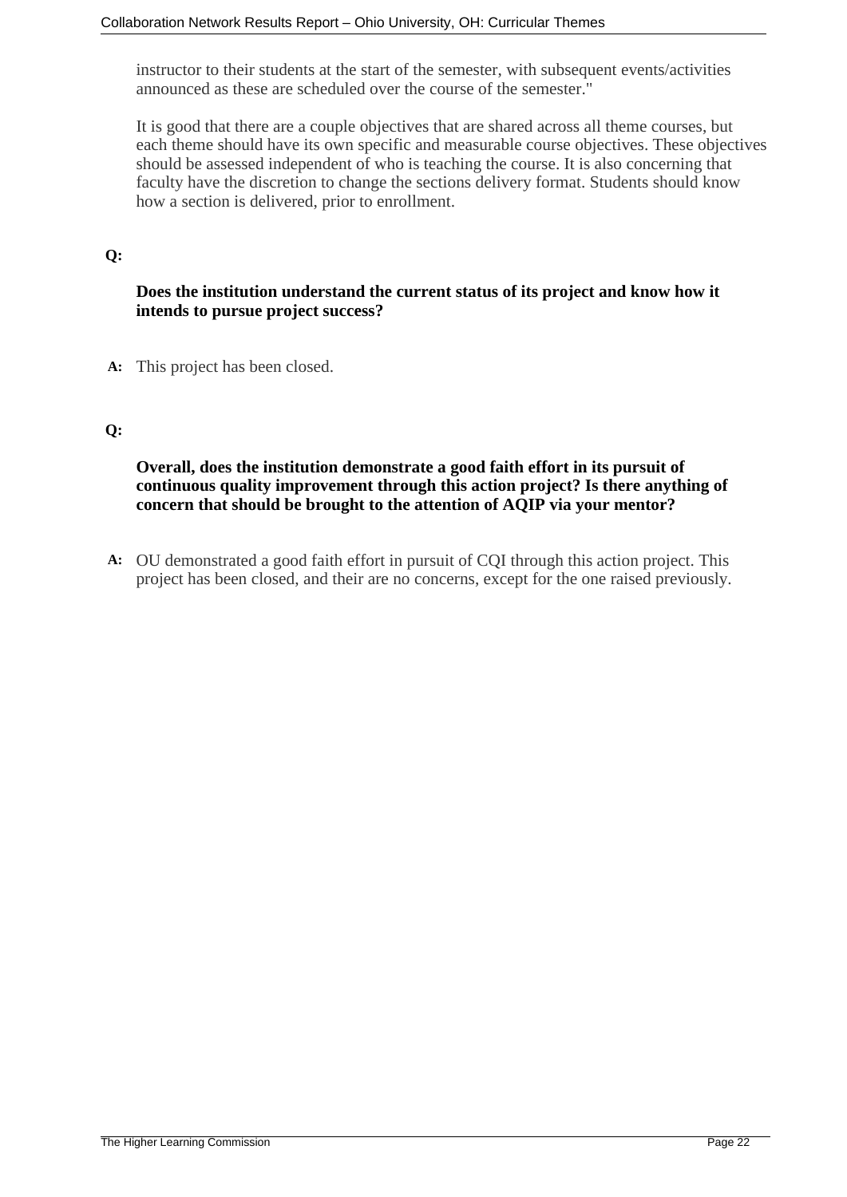instructor to their students at the start of the semester, with subsequent events/activities announced as these are scheduled over the course of the semester."

It is good that there are a couple objectives that are shared across all theme courses, but each theme should have its own specific and measurable course objectives. These objectives should be assessed independent of who is teaching the course. It is also concerning that faculty have the discretion to change the sections delivery format. Students should know how a section is delivered, prior to enrollment.

**Q:**

**Does the institution understand the current status of its project and know how it intends to pursue project success?**

**A:** This project has been closed.

**Q:**

**Overall, does the institution demonstrate a good faith effort in its pursuit of continuous quality improvement through this action project? Is there anything of concern that should be brought to the attention of AQIP via your mentor?**

**A:** OU demonstrated a good faith effort in pursuit of CQI through this action project. This project has been closed, and their are no concerns, except for the one raised previously.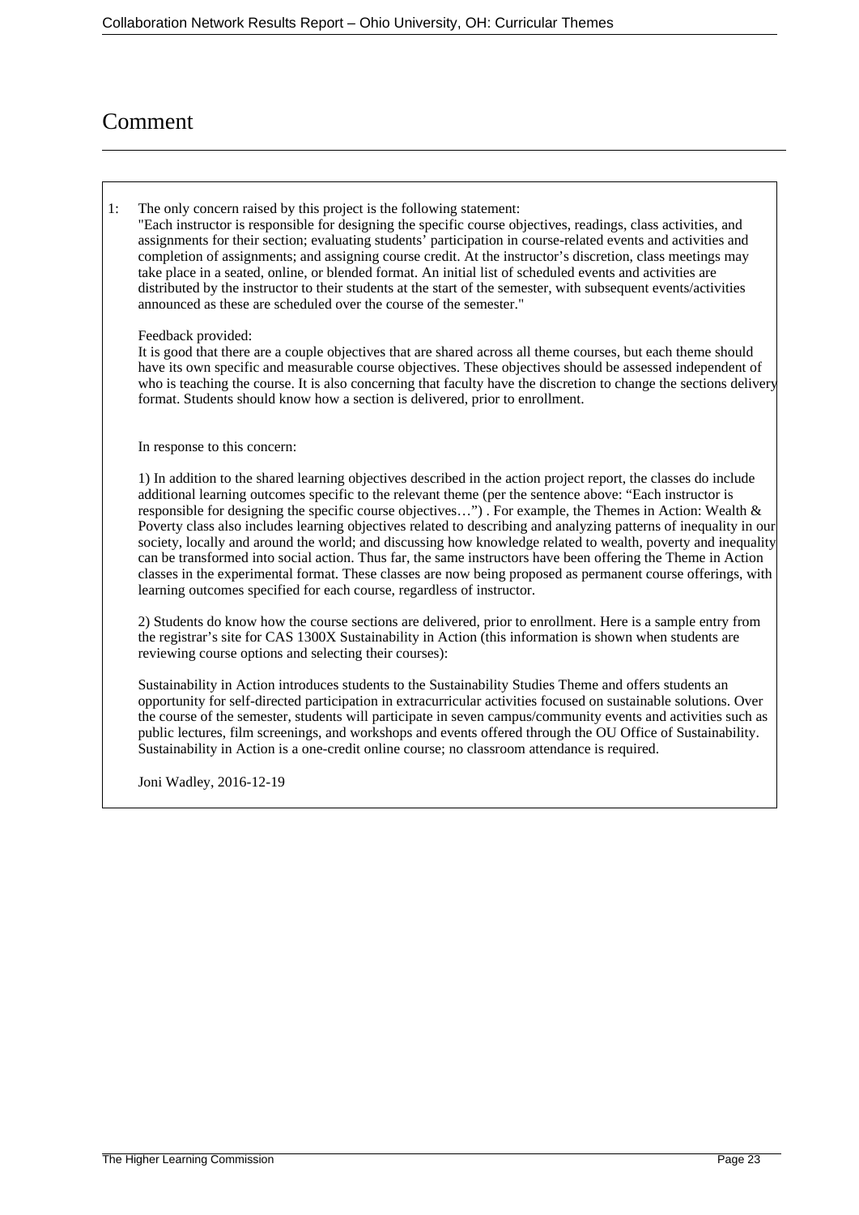# Comment

1: The only concern raised by this project is the following statement:
"Each instructor is responsible for designing the specific course objectives, readings, class activities, and assignments for their section; evaluating students' participation in course-related events and activities and completion of assignments; and assigning course credit. At the instructor's discretion, class meetings may take place in a seated, online, or blended format. An initial list of scheduled events and activities are distributed by the instructor to their students at the start of the semester, with subsequent events/activities announced as these are scheduled over the course of the semester."

Feedback provided:
It is good that there are a couple objectives that are shared across all theme courses, but each theme should have its own specific and measurable course objectives. These objectives should be assessed independent of who is teaching the course. It is also concerning that faculty have the discretion to change the sections delivery format. Students should know how a section is delivered, prior to enrollment.

In response to this concern:

1) In addition to the shared learning objectives described in the action project report, the classes do include additional learning outcomes specific to the relevant theme (per the sentence above: "Each instructor is responsible for designing the specific course objectives…") . For example, the Themes in Action: Wealth & Poverty class also includes learning objectives related to describing and analyzing patterns of inequality in our society, locally and around the world; and discussing how knowledge related to wealth, poverty and inequality can be transformed into social action. Thus far, the same instructors have been offering the Theme in Action classes in the experimental format. These classes are now being proposed as permanent course offerings, with learning outcomes specified for each course, regardless of instructor.

2) Students do know how the course sections are delivered, prior to enrollment. Here is a sample entry from the registrar's site for CAS 1300X Sustainability in Action (this information is shown when students are reviewing course options and selecting their courses):

Sustainability in Action introduces students to the Sustainability Studies Theme and offers students an opportunity for self-directed participation in extracurricular activities focused on sustainable solutions. Over the course of the semester, students will participate in seven campus/community events and activities such as public lectures, film screenings, and workshops and events offered through the OU Office of Sustainability. Sustainability in Action is a one-credit online course; no classroom attendance is required.

Joni Wadley, 2016-12-19